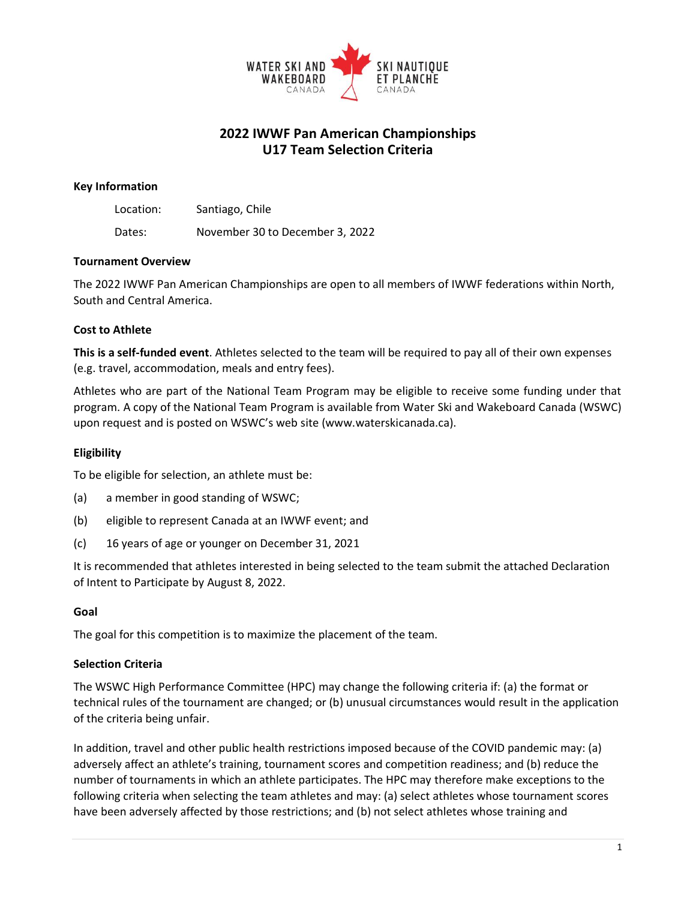# 2022 IWWF Pan American Championships
# U17 Team Selection Criteria

**Key Information**

Location: Santiago, Chile

Dates: November 30 to December 3, 2022

**Tournament Overview**

The 2022 IWWF Pan American Championships are open to all members of IWWF federations within North, South and Central America.

**Cost to Athlete**

**This is a self-funded event**. Athletes selected to the team will be required to pay all of their own expenses (e.g. travel, accommodation, meals and entry fees).

Athletes who are part of the National Team Program may be eligible to receive some funding under that program. A copy of the National Team Program is available from Water Ski and Wakeboard Canada (WSWC) upon request and is posted on WSWC's web site (www.waterskicanada.ca).

**Eligibility**

To be eligible for selection, an athlete must be:

(a) a member in good standing of WSWC;

(b) eligible to represent Canada at an IWWF event; and

(c) 16 years of age or younger on December 31, 2021

It is recommended that athletes interested in being selected to the team submit the attached Declaration of Intent to Participate by August 8, 2022.

**Goal**

The goal for this competition is to maximize the placement of the team.

**Selection Criteria**

The WSWC High Performance Committee (HPC) may change the following criteria if: (a) the format or technical rules of the tournament are changed; or (b) unusual circumstances would result in the application of the criteria being unfair.

In addition, travel and other public health restrictions imposed because of the COVID pandemic may: (a) adversely affect an athlete's training, tournament scores and competition readiness; and (b) reduce the number of tournaments in which an athlete participates. The HPC may therefore make exceptions to the following criteria when selecting the team athletes and may: (a) select athletes whose tournament scores have been adversely affected by those restrictions; and (b) not select athletes whose training and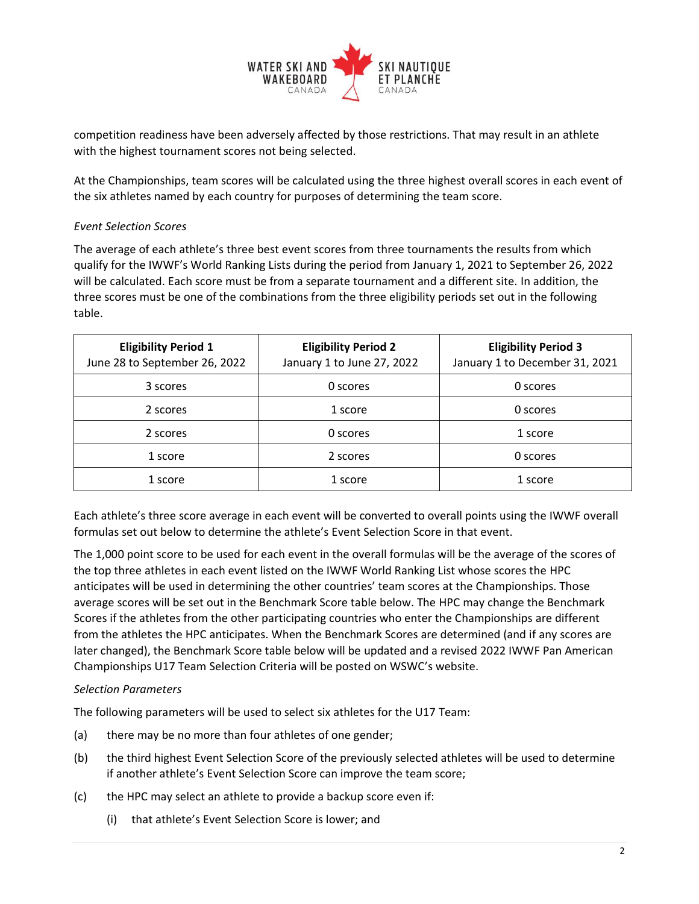competition readiness have been adversely affected by those restrictions. That may result in an athlete with the highest tournament scores not being selected.

At the Championships, team scores will be calculated using the three highest overall scores in each event of the six athletes named by each country for purposes of determining the team score.

*Event Selection Scores*

The average of each athlete's three best event scores from three tournaments the results from which qualify for the IWWF's World Ranking Lists during the period from January 1, 2021 to September 26, 2022 will be calculated. Each score must be from a separate tournament and a different site. In addition, the three scores must be one of the combinations from the three eligibility periods set out in the following table.

| **Eligibility Period 1** June 28 to September 26, 2022 | **Eligibility Period 2** January 1 to June 27, 2022 | **Eligibility Period 3** January 1 to December 31, 2021 |
|---|---|---|
| 3 scores | 0 scores | 0 scores |
| 2 scores | 1 score | 0 scores |
| 2 scores | 0 scores | 1 score |
| 1 score | 2 scores | 0 scores |
| 1 score | 1 score | 1 score |

Each athlete's three score average in each event will be converted to overall points using the IWWF overall formulas set out below to determine the athlete's Event Selection Score in that event.

The 1,000 point score to be used for each event in the overall formulas will be the average of the scores of the top three athletes in each event listed on the IWWF World Ranking List whose scores the HPC anticipates will be used in determining the other countries' team scores at the Championships. Those average scores will be set out in the Benchmark Score table below. The HPC may change the Benchmark Scores if the athletes from the other participating countries who enter the Championships are different from the athletes the HPC anticipates. When the Benchmark Scores are determined (and if any scores are later changed), the Benchmark Score table below will be updated and a revised 2022 IWWF Pan American Championships U17 Team Selection Criteria will be posted on WSWC's website.

*Selection Parameters*

The following parameters will be used to select six athletes for the U17 Team:

(a) there may be no more than four athletes of one gender;

(b) the third highest Event Selection Score of the previously selected athletes will be used to determine if another athlete's Event Selection Score can improve the team score;

(c) the HPC may select an athlete to provide a backup score even if:

  (i) that athlete's Event Selection Score is lower; and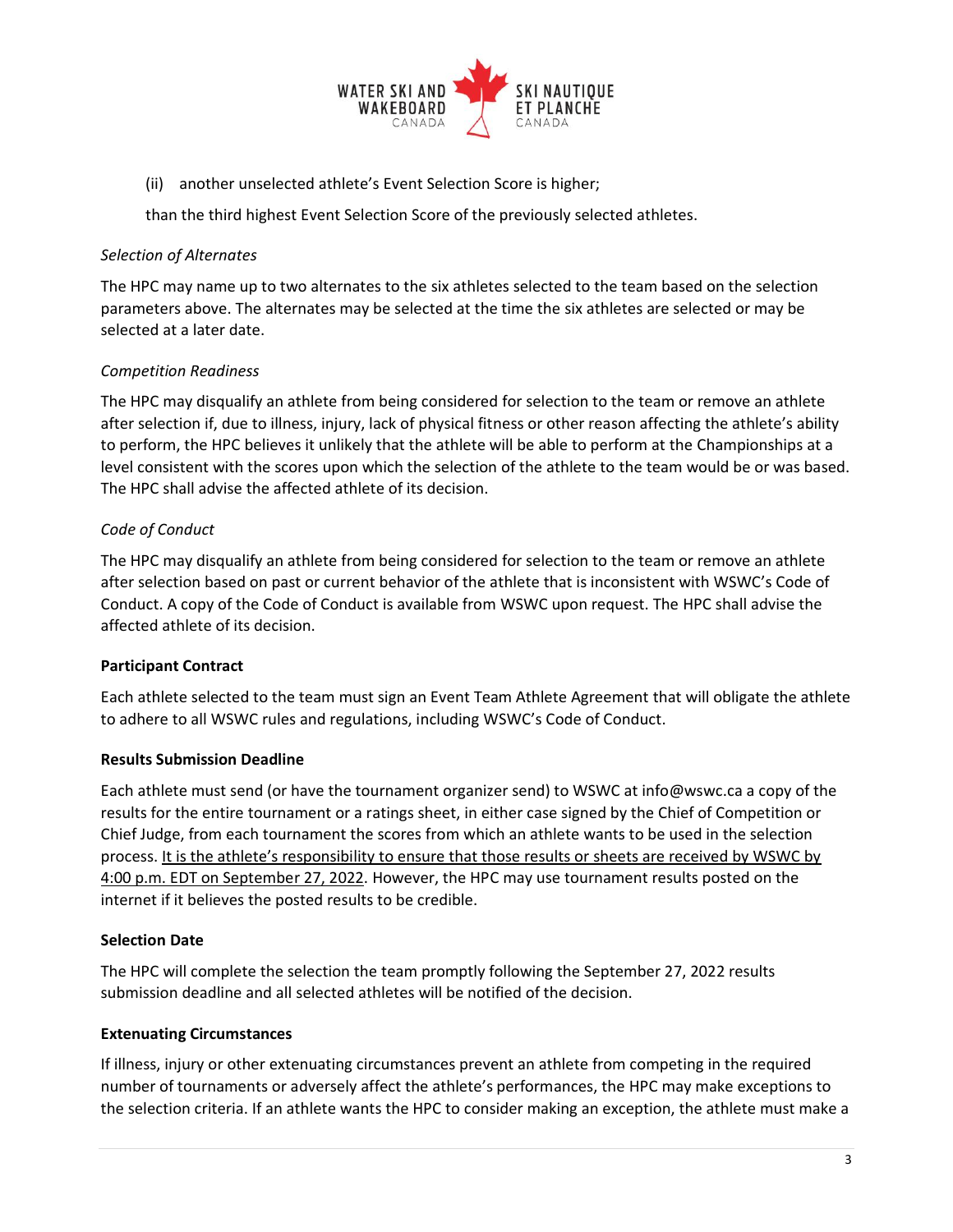(ii) another unselected athlete's Event Selection Score is higher;

than the third highest Event Selection Score of the previously selected athletes.

*Selection of Alternates*

The HPC may name up to two alternates to the six athletes selected to the team based on the selection parameters above. The alternates may be selected at the time the six athletes are selected or may be selected at a later date.

*Competition Readiness*

The HPC may disqualify an athlete from being considered for selection to the team or remove an athlete after selection if, due to illness, injury, lack of physical fitness or other reason affecting the athlete's ability to perform, the HPC believes it unlikely that the athlete will be able to perform at the Championships at a level consistent with the scores upon which the selection of the athlete to the team would be or was based. The HPC shall advise the affected athlete of its decision.

*Code of Conduct*

The HPC may disqualify an athlete from being considered for selection to the team or remove an athlete after selection based on past or current behavior of the athlete that is inconsistent with WSWC's Code of Conduct. A copy of the Code of Conduct is available from WSWC upon request. The HPC shall advise the affected athlete of its decision.

**Participant Contract**

Each athlete selected to the team must sign an Event Team Athlete Agreement that will obligate the athlete to adhere to all WSWC rules and regulations, including WSWC's Code of Conduct.

**Results Submission Deadline**

Each athlete must send (or have the tournament organizer send) to WSWC at info@wswc.ca a copy of the results for the entire tournament or a ratings sheet, in either case signed by the Chief of Competition or Chief Judge, from each tournament the scores from which an athlete wants to be used in the selection process. <u>It is the athlete's responsibility to ensure that those results or sheets are received by WSWC by 4:00 p.m. EDT on September 27, 2022</u>. However, the HPC may use tournament results posted on the internet if it believes the posted results to be credible.

**Selection Date**

The HPC will complete the selection the team promptly following the September 27, 2022 results submission deadline and all selected athletes will be notified of the decision.

**Extenuating Circumstances**

If illness, injury or other extenuating circumstances prevent an athlete from competing in the required number of tournaments or adversely affect the athlete's performances, the HPC may make exceptions to the selection criteria. If an athlete wants the HPC to consider making an exception, the athlete must make a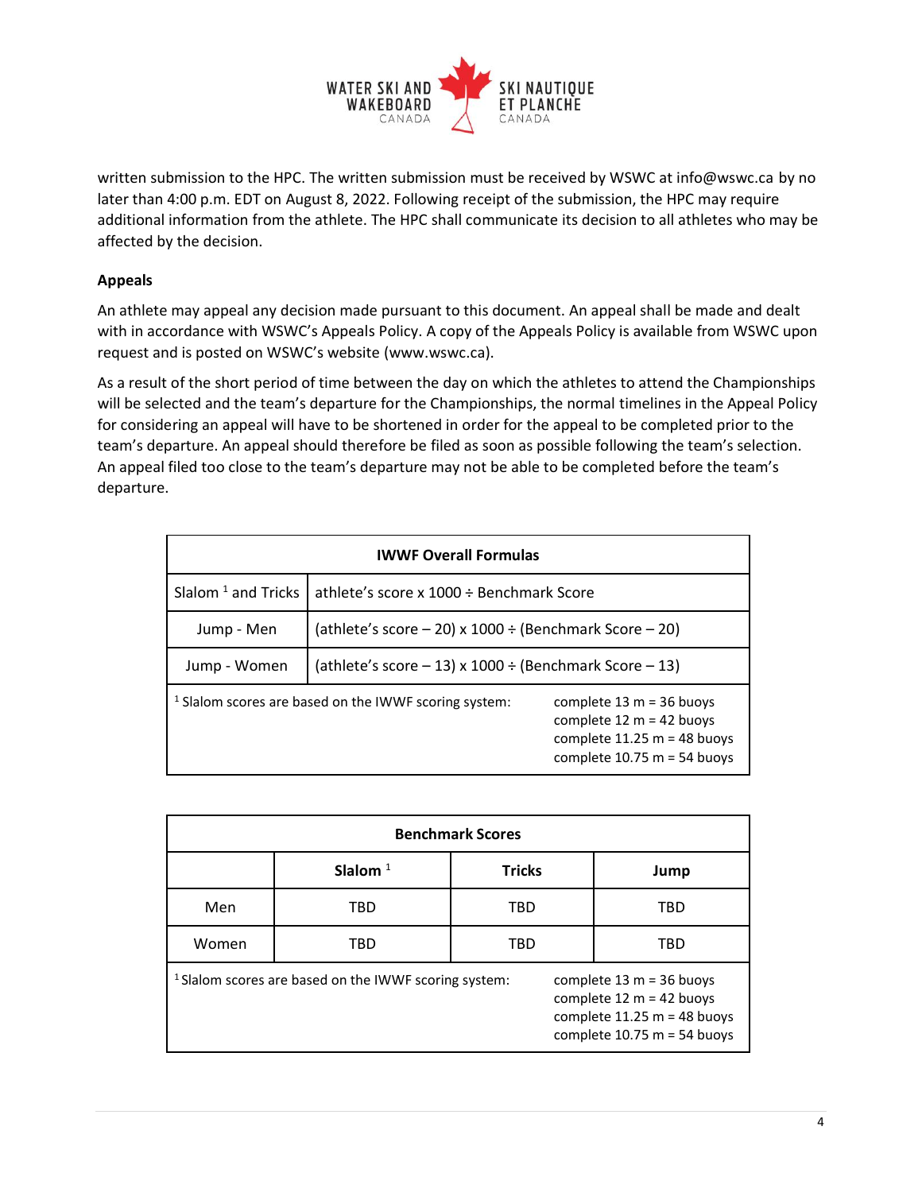written submission to the HPC. The written submission must be received by WSWC at info@wswc.ca by no later than 4:00 p.m. EDT on August 8, 2022. Following receipt of the submission, the HPC may require additional information from the athlete. The HPC shall communicate its decision to all athletes who may be affected by the decision.

**Appeals**

An athlete may appeal any decision made pursuant to this document. An appeal shall be made and dealt with in accordance with WSWC's Appeals Policy. A copy of the Appeals Policy is available from WSWC upon request and is posted on WSWC's website (www.wswc.ca).

As a result of the short period of time between the day on which the athletes to attend the Championships will be selected and the team's departure for the Championships, the normal timelines in the Appeal Policy for considering an appeal will have to be shortened in order for the appeal to be completed prior to the team's departure. An appeal should therefore be filed as soon as possible following the team's selection. An appeal filed too close to the team's departure may not be able to be completed before the team's departure.

| **IWWF Overall Formulas** | |
|---|---|
| Slalom [1] and Tricks | athlete's score x 1000 ÷ Benchmark Score |
| Jump - Men | (athlete's score – 20) x 1000 ÷ (Benchmark Score – 20) |
| Jump - Women | (athlete's score – 13) x 1000 ÷ (Benchmark Score – 13) |
| [1] Slalom scores are based on the IWWF scoring system: | complete 13 m = 36 buoys<br>complete 12 m = 42 buoys<br>complete 11.25 m = 48 buoys<br>complete 10.75 m = 54 buoys |

| **Benchmark Scores** | | | |
|---|---|---|---|
| | **Slalom [1]** | **Tricks** | **Jump** |
| Men | TBD | TBD | TBD |
| Women | TBD | TBD | TBD |
| [1] Slalom scores are based on the IWWF scoring system: | | complete 13 m = 36 buoys<br>complete 12 m = 42 buoys<br>complete 11.25 m = 48 buoys<br>complete 10.75 m = 54 buoys | |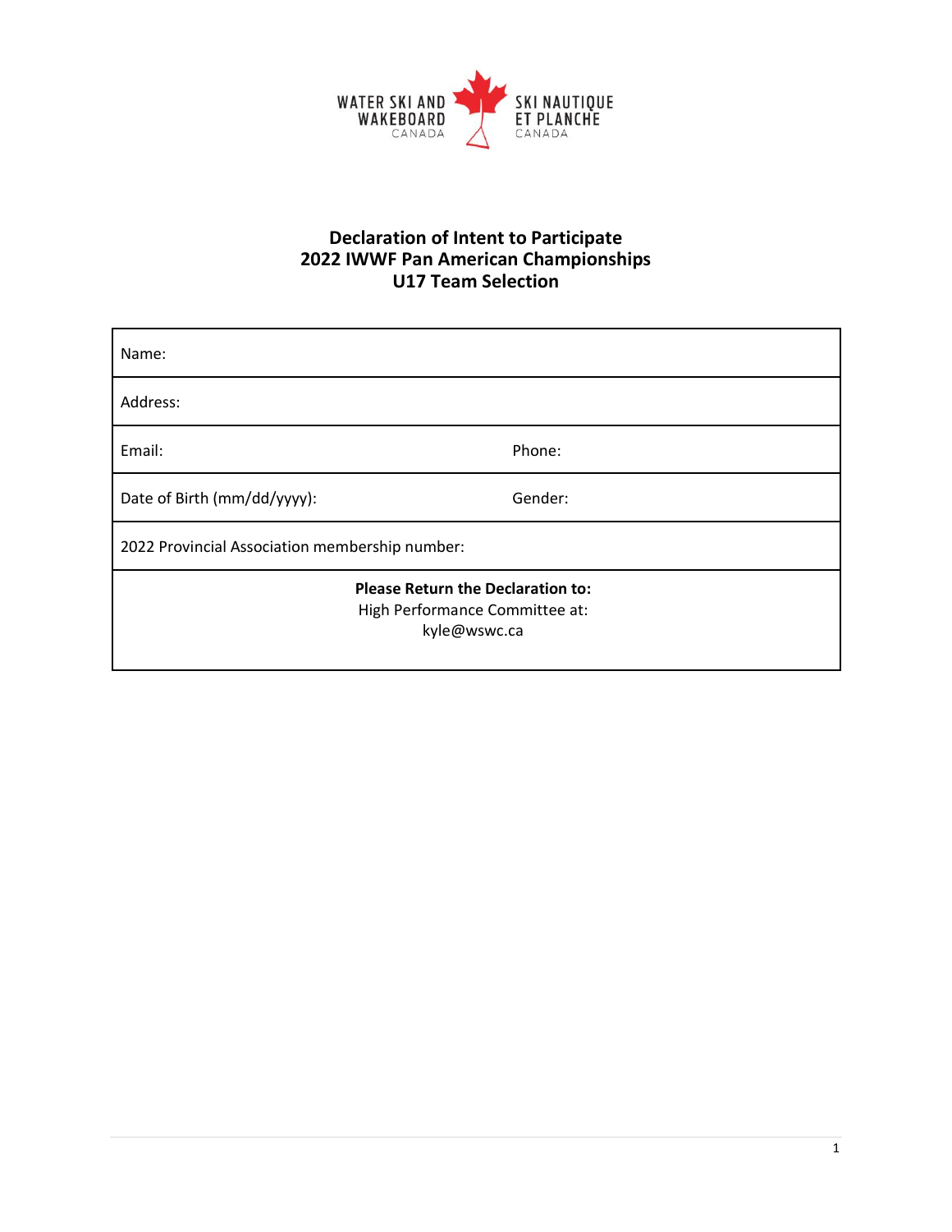WATER SKI AND WAKEBOARD CANADA
SKI NAUTIQUE ET PLANCHE CANADA

# Declaration of Intent to Participate
# 2022 IWWF Pan American Championships
# U17 Team Selection

| | |
|---|---|
| Name: | |
| Address: | |
| Email: | Phone: |
| Date of Birth (mm/dd/yyyy): | Gender: |
| 2022 Provincial Association membership number: | |
| **Please Return the Declaration to:**<br>High Performance Committee at:<br>kyle@wswc.ca | |